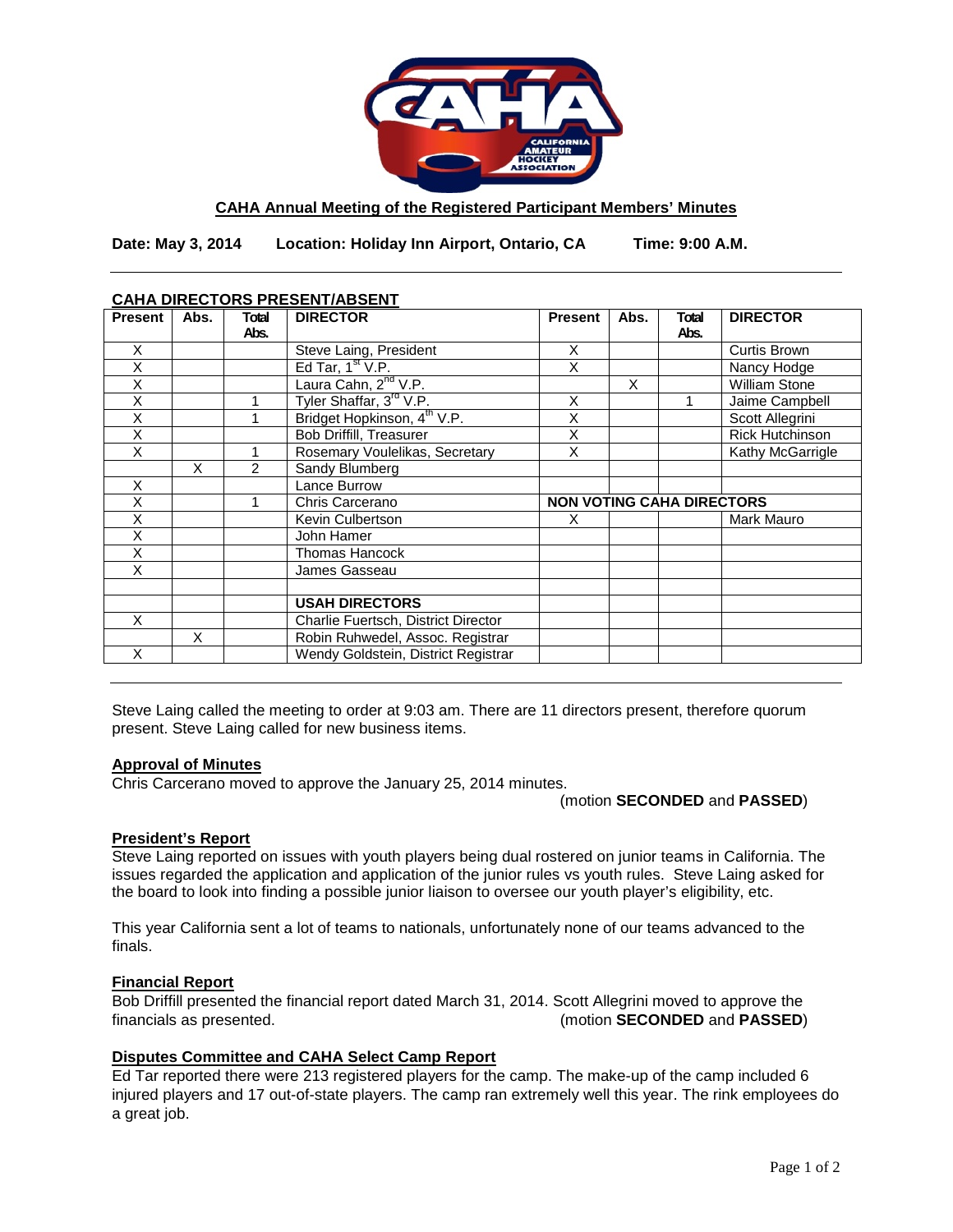**CAHA Annual Meeting of the Registered Participant Members' Minutes**

**Date: May 3, 2014  Location: Holiday Inn Airport, Ontario, CA  Time: 9:00 A.M.**

---

**CAHA DIRECTORS PRESENT/ABSENT**

| Present | Abs. | Total Abs. | DIRECTOR | Present | Abs. | Total Abs. | DIRECTOR |
|---|---|---|---|---|---|---|---|
| X | | | Steve Laing, President | X | | | Curtis Brown |
| X | | | Ed Tar, 1st V.P. | X | | | Nancy Hodge |
| X | | | Laura Cahn, 2nd V.P. | | X | | William Stone |
| X | | 1 | Tyler Shaffar, 3rd V.P. | X | | 1 | Jaime Campbell |
| X | | 1 | Bridget Hopkinson, 4th V.P. | X | | | Scott Allegrini |
| X | | | Bob Driffill, Treasurer | X | | | Rick Hutchinson |
| X | | 1 | Rosemary Voulelikas, Secretary | X | | | Kathy McGarrigle |
| | X | 2 | Sandy Blumberg | | | | |
| X | | | Lance Burrow | | | | |
| X | | 1 | Chris Carcerano | **NON VOTING CAHA DIRECTORS** | | | |
| X | | | Kevin Culbertson | X | | | Mark Mauro |
| X | | | John Hamer | | | | |
| X | | | Thomas Hancock | | | | |
| X | | | James Gasseau | | | | |
| | | | | | | | |
| | | | **USAH DIRECTORS** | | | | |
| X | | | Charlie Fuertsch, District Director | | | | |
| | X | | Robin Ruhwedel, Assoc. Registrar | | | | |
| X | | | Wendy Goldstein, District Registrar | | | | |

---

Steve Laing called the meeting to order at 9:03 am. There are 11 directors present, therefore quorum present. Steve Laing called for new business items.

**Approval of Minutes**

Chris Carcerano moved to approve the January 25, 2014 minutes.

(motion **SECONDED** and **PASSED**)

**President's Report**

Steve Laing reported on issues with youth players being dual rostered on junior teams in California. The issues regarded the application and application of the junior rules vs youth rules. Steve Laing asked for the board to look into finding a possible junior liaison to oversee our youth player's eligibility, etc.

This year California sent a lot of teams to nationals, unfortunately none of our teams advanced to the finals.

**Financial Report**

Bob Driffill presented the financial report dated March 31, 2014. Scott Allegrini moved to approve the financials as presented. (motion **SECONDED** and **PASSED**)

**Disputes Committee and CAHA Select Camp Report**

Ed Tar reported there were 213 registered players for the camp. The make-up of the camp included 6 injured players and 17 out-of-state players. The camp ran extremely well this year. The rink employees do a great job.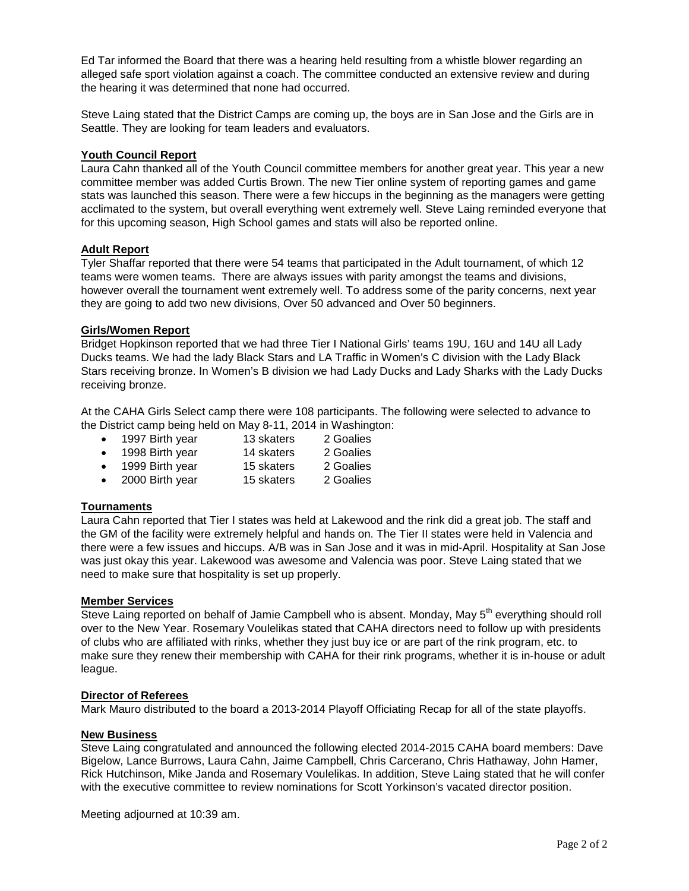Ed Tar informed the Board that there was a hearing held resulting from a whistle blower regarding an alleged safe sport violation against a coach. The committee conducted an extensive review and during the hearing it was determined that none had occurred.

Steve Laing stated that the District Camps are coming up, the boys are in San Jose and the Girls are in Seattle. They are looking for team leaders and evaluators.

**Youth Council Report**

Laura Cahn thanked all of the Youth Council committee members for another great year. This year a new committee member was added Curtis Brown. The new Tier online system of reporting games and game stats was launched this season. There were a few hiccups in the beginning as the managers were getting acclimated to the system, but overall everything went extremely well. Steve Laing reminded everyone that for this upcoming season, High School games and stats will also be reported online.

**Adult Report**

Tyler Shaffar reported that there were 54 teams that participated in the Adult tournament, of which 12 teams were women teams. There are always issues with parity amongst the teams and divisions, however overall the tournament went extremely well. To address some of the parity concerns, next year they are going to add two new divisions, Over 50 advanced and Over 50 beginners.

**Girls/Women Report**

Bridget Hopkinson reported that we had three Tier I National Girls' teams 19U, 16U and 14U all Lady Ducks teams. We had the lady Black Stars and LA Traffic in Women's C division with the Lady Black Stars receiving bronze. In Women's B division we had Lady Ducks and Lady Sharks with the Lady Ducks receiving bronze.

At the CAHA Girls Select camp there were 108 participants. The following were selected to advance to the District camp being held on May 8-11, 2014 in Washington:

- 1997 Birth year 13 skaters 2 Goalies
- 1998 Birth year 14 skaters 2 Goalies
- 1999 Birth year 15 skaters 2 Goalies
- 2000 Birth year 15 skaters 2 Goalies

**Tournaments**

Laura Cahn reported that Tier I states was held at Lakewood and the rink did a great job. The staff and the GM of the facility were extremely helpful and hands on. The Tier II states were held in Valencia and there were a few issues and hiccups. A/B was in San Jose and it was in mid-April. Hospitality at San Jose was just okay this year. Lakewood was awesome and Valencia was poor. Steve Laing stated that we need to make sure that hospitality is set up properly.

**Member Services**

Steve Laing reported on behalf of Jamie Campbell who is absent. Monday, May 5th everything should roll over to the New Year. Rosemary Voulelikas stated that CAHA directors need to follow up with presidents of clubs who are affiliated with rinks, whether they just buy ice or are part of the rink program, etc. to make sure they renew their membership with CAHA for their rink programs, whether it is in-house or adult league.

**Director of Referees**

Mark Mauro distributed to the board a 2013-2014 Playoff Officiating Recap for all of the state playoffs.

**New Business**

Steve Laing congratulated and announced the following elected 2014-2015 CAHA board members: Dave Bigelow, Lance Burrows, Laura Cahn, Jaime Campbell, Chris Carcerano, Chris Hathaway, John Hamer, Rick Hutchinson, Mike Janda and Rosemary Voulelikas. In addition, Steve Laing stated that he will confer with the executive committee to review nominations for Scott Yorkinson's vacated director position.

Meeting adjourned at 10:39 am.